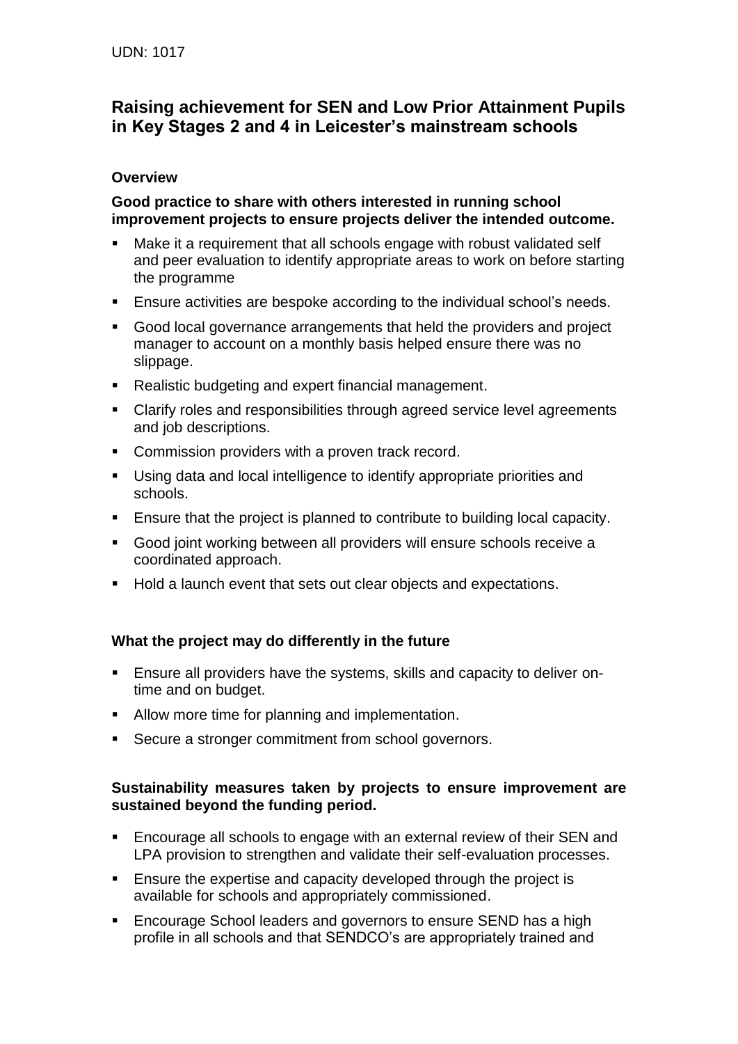UDN: 1017

# Raising achievement for SEN and Low Prior Attainment Pupils in Key Stages 2 and 4 in Leicester's mainstream schools

### Overview

**Good practice to share with others interested in running school improvement projects to ensure projects deliver the intended outcome.**

- Make it a requirement that all schools engage with robust validated self and peer evaluation to identify appropriate areas to work on before starting the programme
- Ensure activities are bespoke according to the individual school's needs.
- Good local governance arrangements that held the providers and project manager to account on a monthly basis helped ensure there was no slippage.
- Realistic budgeting and expert financial management.
- Clarify roles and responsibilities through agreed service level agreements and job descriptions.
- Commission providers with a proven track record.
- Using data and local intelligence to identify appropriate priorities and schools.
- Ensure that the project is planned to contribute to building local capacity.
- Good joint working between all providers will ensure schools receive a coordinated approach.
- Hold a launch event that sets out clear objects and expectations.

### What the project may do differently in the future

- Ensure all providers have the systems, skills and capacity to deliver on-time and on budget.
- Allow more time for planning and implementation.
- Secure a stronger commitment from school governors.

### Sustainability measures taken by projects to ensure improvement are sustained beyond the funding period.

- Encourage all schools to engage with an external review of their SEN and LPA provision to strengthen and validate their self-evaluation processes.
- Ensure the expertise and capacity developed through the project is available for schools and appropriately commissioned.
- Encourage School leaders and governors to ensure SEND has a high profile in all schools and that SENDCO's are appropriately trained and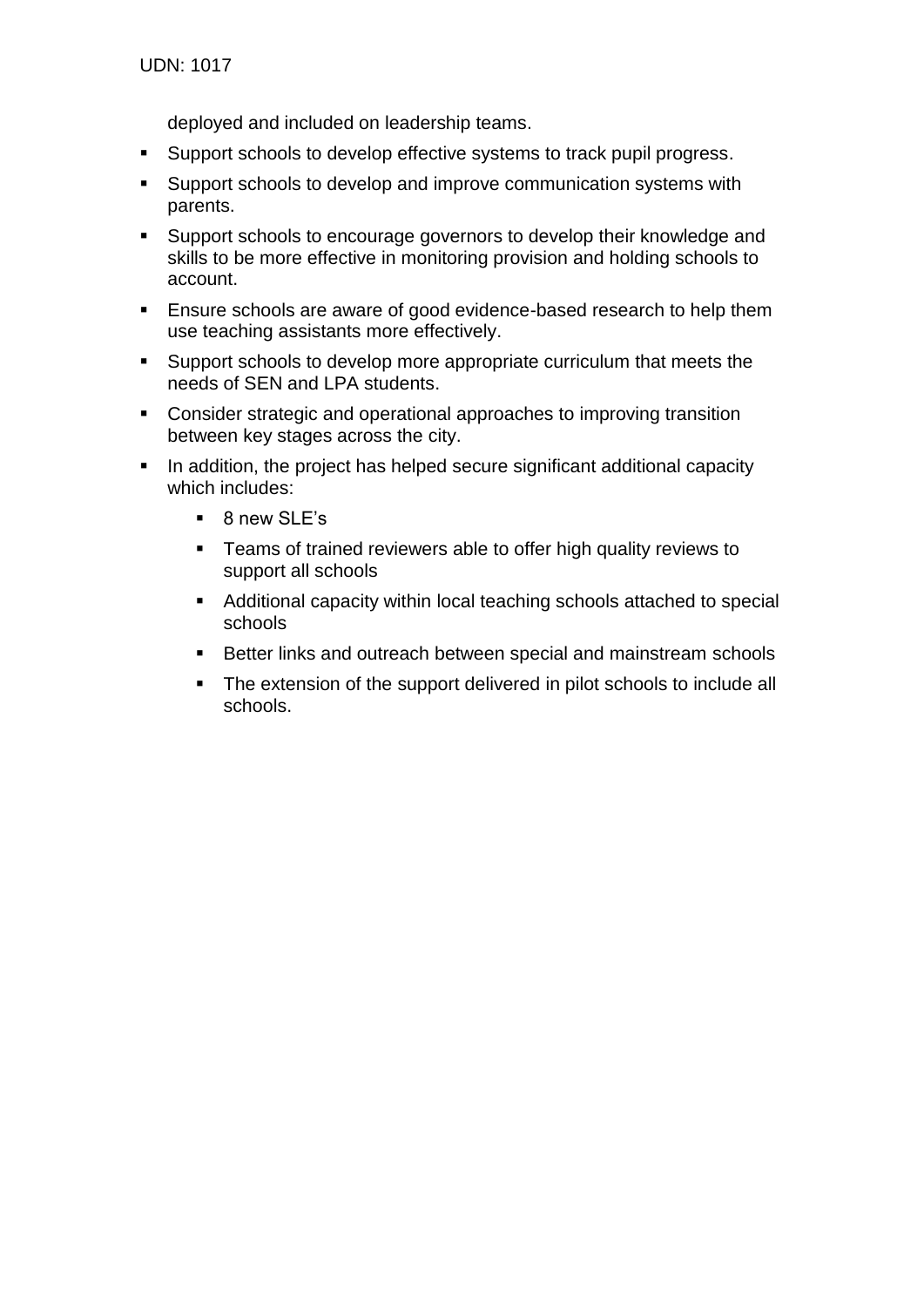deployed and included on leadership teams.

- Support schools to develop effective systems to track pupil progress.
- Support schools to develop and improve communication systems with parents.
- Support schools to encourage governors to develop their knowledge and skills to be more effective in monitoring provision and holding schools to account.
- Ensure schools are aware of good evidence-based research to help them use teaching assistants more effectively.
- Support schools to develop more appropriate curriculum that meets the needs of SEN and LPA students.
- Consider strategic and operational approaches to improving transition between key stages across the city.
- In addition, the project has helped secure significant additional capacity which includes:
  - 8 new SLE's
  - Teams of trained reviewers able to offer high quality reviews to support all schools
  - Additional capacity within local teaching schools attached to special schools
  - Better links and outreach between special and mainstream schools
  - The extension of the support delivered in pilot schools to include all schools.